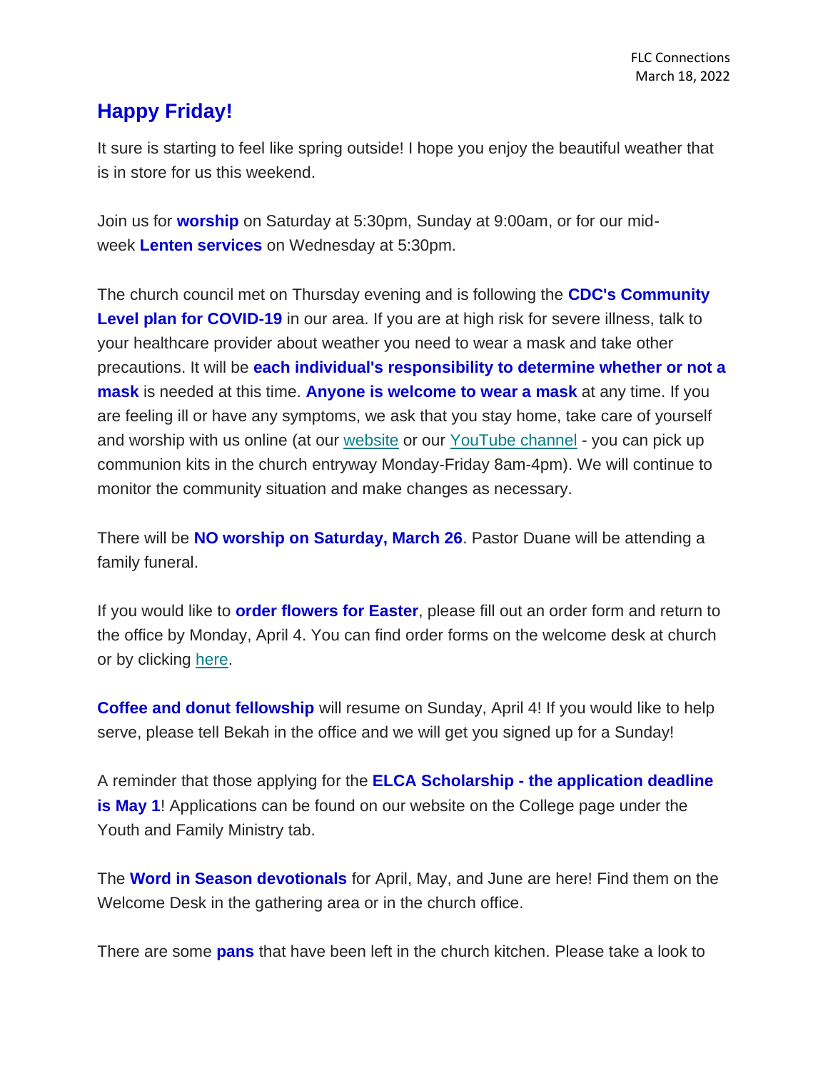FLC Connections
March 18, 2022

## Happy Friday!

It sure is starting to feel like spring outside! I hope you enjoy the beautiful weather that is in store for us this weekend.

Join us for **worship** on Saturday at 5:30pm, Sunday at 9:00am, or for our mid-week **Lenten services** on Wednesday at 5:30pm.

The church council met on Thursday evening and is following the **CDC's Community Level plan for COVID-19** in our area. If you are at high risk for severe illness, talk to your healthcare provider about weather you need to wear a mask and take other precautions. It will be **each individual's responsibility to determine whether or not a mask** is needed at this time. **Anyone is welcome to wear a mask** at any time. If you are feeling ill or have any symptoms, we ask that you stay home, take care of yourself and worship with us online (at our website or our YouTube channel - you can pick up communion kits in the church entryway Monday-Friday 8am-4pm). We will continue to monitor the community situation and make changes as necessary.

There will be **NO worship on Saturday, March 26**. Pastor Duane will be attending a family funeral.

If you would like to **order flowers for Easter**, please fill out an order form and return to the office by Monday, April 4. You can find order forms on the welcome desk at church or by clicking here.

**Coffee and donut fellowship** will resume on Sunday, April 4! If you would like to help serve, please tell Bekah in the office and we will get you signed up for a Sunday!

A reminder that those applying for the **ELCA Scholarship - the application deadline is May 1**! Applications can be found on our website on the College page under the Youth and Family Ministry tab.

The **Word in Season devotionals** for April, May, and June are here! Find them on the Welcome Desk in the gathering area or in the church office.

There are some **pans** that have been left in the church kitchen. Please take a look to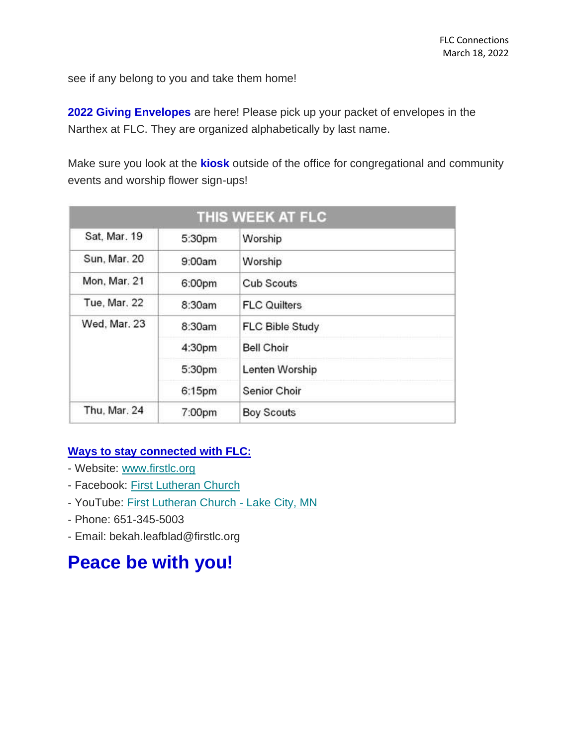see if any belong to you and take them home!

**2022 Giving Envelopes** are here! Please pick up your packet of envelopes in the Narthex at FLC. They are organized alphabetically by last name.

Make sure you look at the **kiosk** outside of the office for congregational and community events and worship flower sign-ups!

| THIS WEEK AT FLC | | |
|---|---|---|
| Sat, Mar. 19 | 5:30pm | Worship |
| Sun, Mar. 20 | 9:00am | Worship |
| Mon, Mar. 21 | 6:00pm | Cub Scouts |
| Tue, Mar. 22 | 8:30am | FLC Quilters |
| Wed, Mar. 23 | 8:30am | FLC Bible Study |
| | 4:30pm | Bell Choir |
| | 5:30pm | Lenten Worship |
| | 6:15pm | Senior Choir |
| Thu, Mar. 24 | 7:00pm | Boy Scouts |

**Ways to stay connected with FLC:**

- Website: www.firstlc.org
- Facebook: First Lutheran Church
- YouTube: First Lutheran Church - Lake City, MN
- Phone: 651-345-5003
- Email: bekah.leafblad@firstlc.org

# Peace be with you!